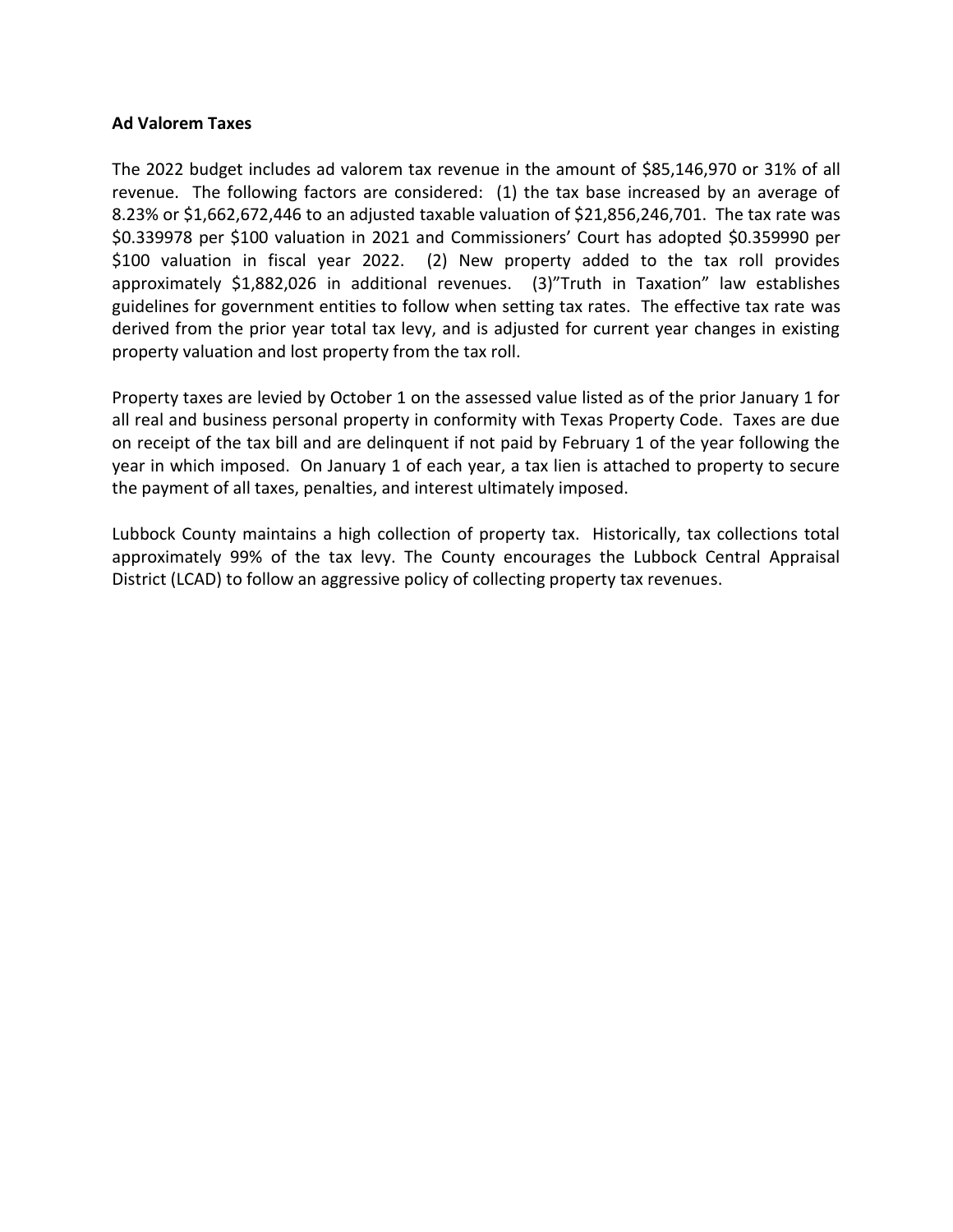**Ad Valorem Taxes**

The 2022 budget includes ad valorem tax revenue in the amount of $85,146,970 or 31% of all revenue. The following factors are considered: (1) the tax base increased by an average of 8.23% or $1,662,672,446 to an adjusted taxable valuation of $21,856,246,701. The tax rate was $0.339978 per $100 valuation in 2021 and Commissioners' Court has adopted $0.359990 per $100 valuation in fiscal year 2022. (2) New property added to the tax roll provides approximately $1,882,026 in additional revenues. (3)"Truth in Taxation" law establishes guidelines for government entities to follow when setting tax rates. The effective tax rate was derived from the prior year total tax levy, and is adjusted for current year changes in existing property valuation and lost property from the tax roll.

Property taxes are levied by October 1 on the assessed value listed as of the prior January 1 for all real and business personal property in conformity with Texas Property Code. Taxes are due on receipt of the tax bill and are delinquent if not paid by February 1 of the year following the year in which imposed. On January 1 of each year, a tax lien is attached to property to secure the payment of all taxes, penalties, and interest ultimately imposed.

Lubbock County maintains a high collection of property tax. Historically, tax collections total approximately 99% of the tax levy. The County encourages the Lubbock Central Appraisal District (LCAD) to follow an aggressive policy of collecting property tax revenues.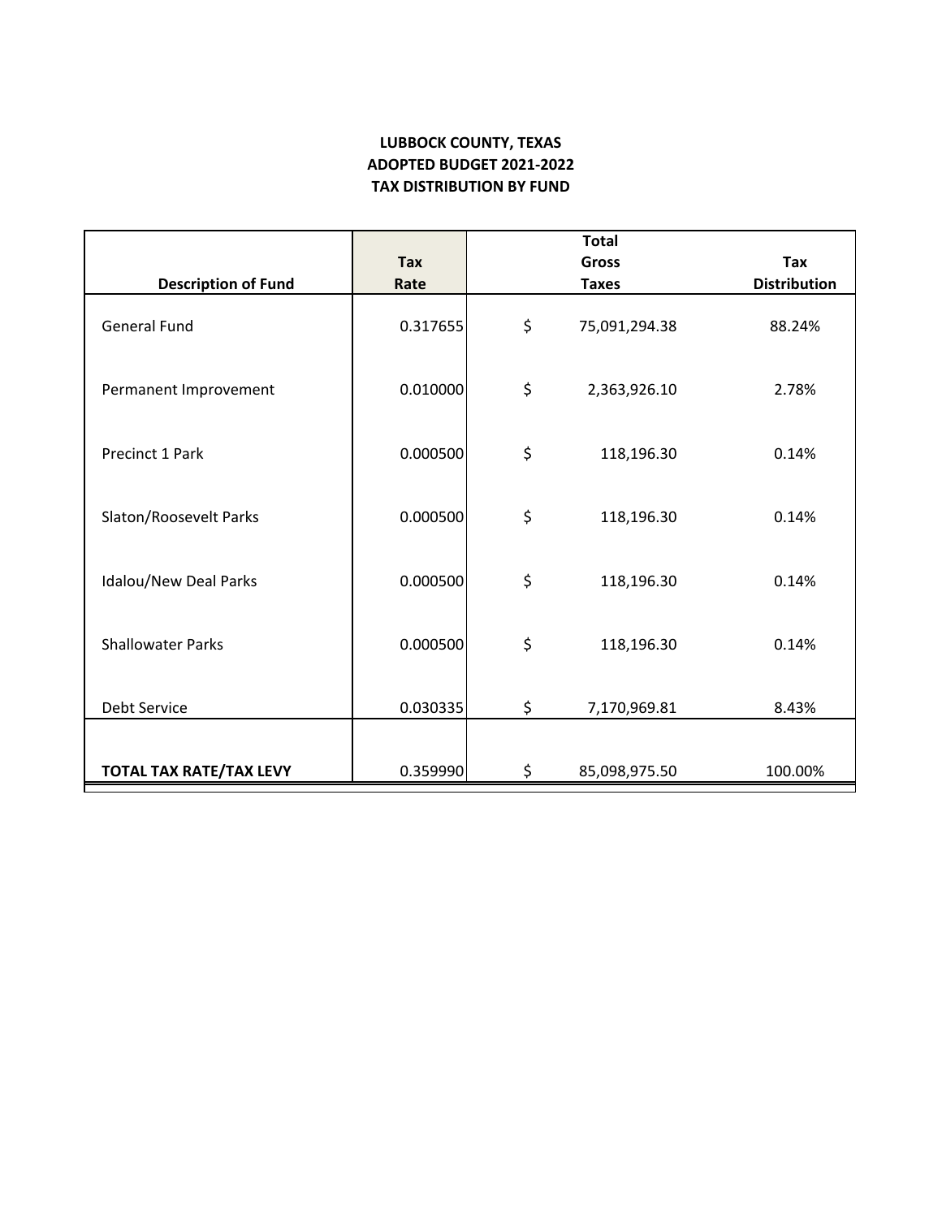**LUBBOCK COUNTY, TEXAS**
**ADOPTED BUDGET 2021-2022**
**TAX DISTRIBUTION BY FUND**

| Description of Fund | Tax Rate | Total Gross Taxes | Tax Distribution |
|---|---|---|---|
| General Fund | 0.317655 | $ 75,091,294.38 | 88.24% |
| Permanent Improvement | 0.010000 | $ 2,363,926.10 | 2.78% |
| Precinct 1 Park | 0.000500 | $ 118,196.30 | 0.14% |
| Slaton/Roosevelt Parks | 0.000500 | $ 118,196.30 | 0.14% |
| Idalou/New Deal Parks | 0.000500 | $ 118,196.30 | 0.14% |
| Shallowater Parks | 0.000500 | $ 118,196.30 | 0.14% |
| Debt Service | 0.030335 | $ 7,170,969.81 | 8.43% |
| **TOTAL TAX RATE/TAX LEVY** | 0.359990 | $ 85,098,975.50 | 100.00% |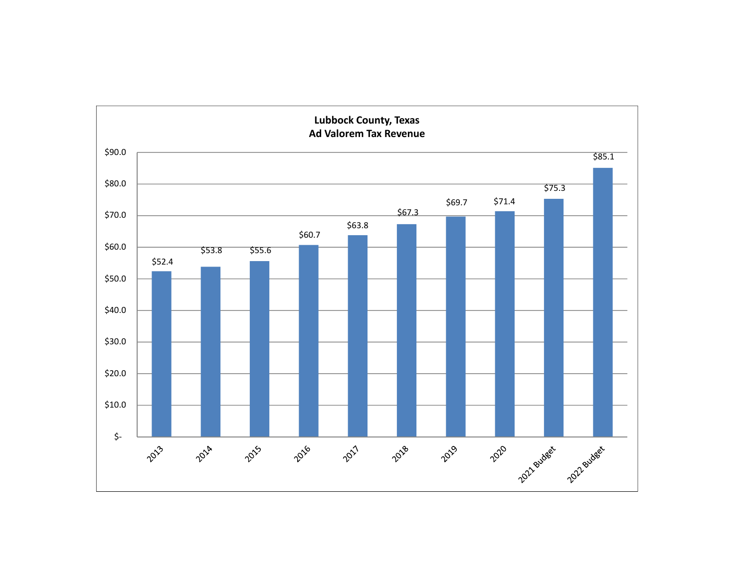Lubbock County, Texas
Ad Valorem Tax Revenue

$90.0
$80.0
$70.0
$60.0
$50.0
$40.0
$30.0
$20.0
$10.0
$-

$52.4
$53.8
$55.6
$60.7
$63.8
$67.3
$69.7
$71.4
$75.3
$85.1

2013
2014
2015
2016
2017
2018
2019
2020
2021 Budget
2022 Budget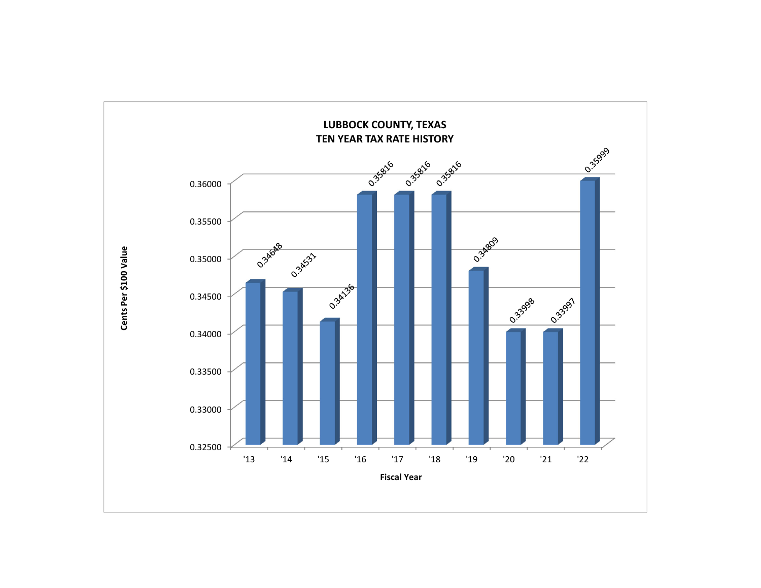LUBBOCK COUNTY, TEXAS
TEN YEAR TAX RATE HISTORY

Cents Per $100 Value

0.36000
0.35500
0.35000
0.34500
0.34000
0.33500
0.33000
0.32500

0.34648
0.34531
0.34136
0.35816
0.35816
0.35816
0.34809
0.33998
0.33997
0.35999

'13
'14
'15
'16
'17
'18
'19
'20
'21
'22

Fiscal Year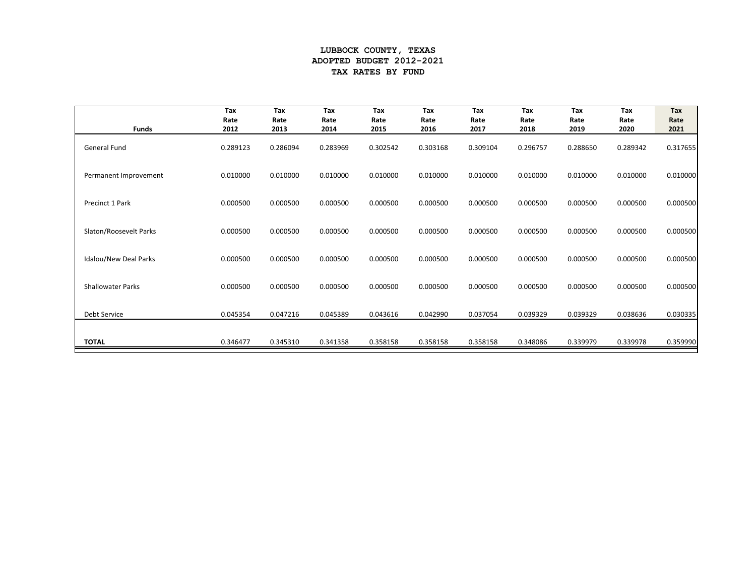# LUBBOCK COUNTY, TEXAS
## ADOPTED BUDGET 2012-2021
### TAX RATES BY FUND

| Funds | Tax Rate 2012 | Tax Rate 2013 | Tax Rate 2014 | Tax Rate 2015 | Tax Rate 2016 | Tax Rate 2017 | Tax Rate 2018 | Tax Rate 2019 | Tax Rate 2020 | Tax Rate 2021 |
|---|---|---|---|---|---|---|---|---|---|---|
| General Fund | 0.289123 | 0.286094 | 0.283969 | 0.302542 | 0.303168 | 0.309104 | 0.296757 | 0.288650 | 0.289342 | 0.317655 |
| Permanent Improvement | 0.010000 | 0.010000 | 0.010000 | 0.010000 | 0.010000 | 0.010000 | 0.010000 | 0.010000 | 0.010000 | 0.010000 |
| Precinct 1 Park | 0.000500 | 0.000500 | 0.000500 | 0.000500 | 0.000500 | 0.000500 | 0.000500 | 0.000500 | 0.000500 | 0.000500 |
| Slaton/Roosevelt Parks | 0.000500 | 0.000500 | 0.000500 | 0.000500 | 0.000500 | 0.000500 | 0.000500 | 0.000500 | 0.000500 | 0.000500 |
| Idalou/New Deal Parks | 0.000500 | 0.000500 | 0.000500 | 0.000500 | 0.000500 | 0.000500 | 0.000500 | 0.000500 | 0.000500 | 0.000500 |
| Shallowater Parks | 0.000500 | 0.000500 | 0.000500 | 0.000500 | 0.000500 | 0.000500 | 0.000500 | 0.000500 | 0.000500 | 0.000500 |
| Debt Service | 0.045354 | 0.047216 | 0.045389 | 0.043616 | 0.042990 | 0.037054 | 0.039329 | 0.039329 | 0.038636 | 0.030335 |
| **TOTAL** | 0.346477 | 0.345310 | 0.341358 | 0.358158 | 0.358158 | 0.358158 | 0.348086 | 0.339979 | 0.339978 | 0.359990 |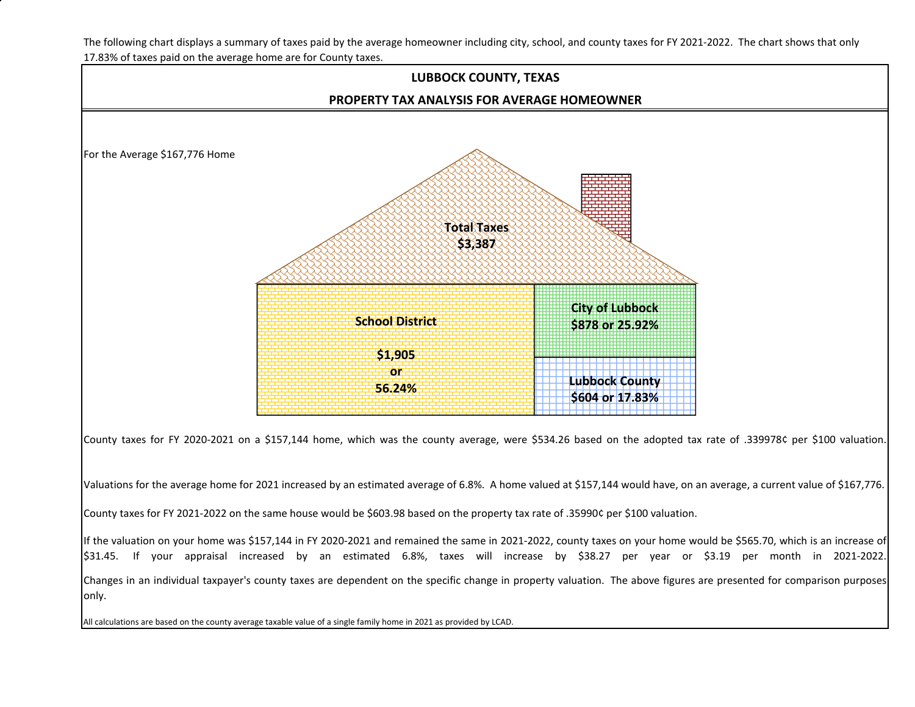The following chart displays a summary of taxes paid by the average homeowner including city, school, and county taxes for FY 2021-2022. The chart shows that only 17.83% of taxes paid on the average home are for County taxes.

## LUBBOCK COUNTY, TEXAS

## PROPERTY TAX ANALYSIS FOR AVERAGE HOMEOWNER

For the Average $167,776 Home

**Total Taxes**
**$3,387**

**School District**

**$1,905**
**or**
**56.24%**

**City of Lubbock**
**$878 or 25.92%**

**Lubbock County**
**$604 or 17.83%**

County taxes for FY 2020-2021 on a $157,144 home, which was the county average, were $534.26 based on the adopted tax rate of .339978¢ per $100 valuation.

Valuations for the average home for 2021 increased by an estimated average of 6.8%. A home valued at $157,144 would have, on an average, a current value of $167,776.

County taxes for FY 2021-2022 on the same house would be $603.98 based on the property tax rate of .35990¢ per $100 valuation.

If the valuation on your home was $157,144 in FY 2020-2021 and remained the same in 2021-2022, county taxes on your home would be $565.70, which is an increase of $31.45. If your appraisal increased by an estimated 6.8%, taxes will increase by $38.27 per year or $3.19 per month in 2021-2022.

Changes in an individual taxpayer's county taxes are dependent on the specific change in property valuation. The above figures are presented for comparison purposes only.

All calculations are based on the county average taxable value of a single family home in 2021 as provided by LCAD.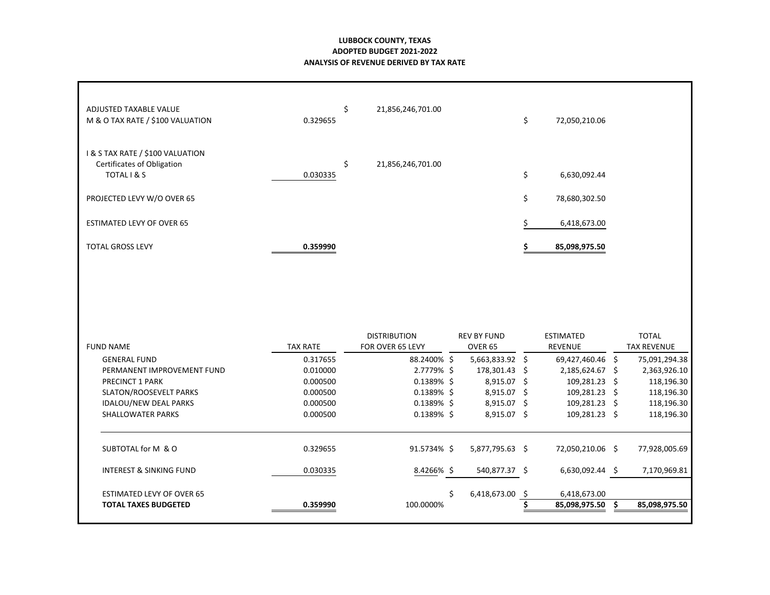# LUBBOCK COUNTY, TEXAS
## ADOPTED BUDGET 2021-2022
### ANALYSIS OF REVENUE DERIVED BY TAX RATE

| | | | |
|---|---|---|---|
| ADJUSTED TAXABLE VALUE | | $ 21,856,246,701.00 | |
| M & O TAX RATE / $100 VALUATION | 0.329655 | | $ 72,050,210.06 |
| I & S TAX RATE / $100 VALUATION | | | |
| Certificates of Obligation | | $ 21,856,246,701.00 | |
| TOTAL I & S | 0.030335 | | $ 6,630,092.44 |
| PROJECTED LEVY W/O OVER 65 | | | $ 78,680,302.50 |
| ESTIMATED LEVY OF OVER 65 | | | $ 6,418,673.00 |
| TOTAL GROSS LEVY | **0.359990** | | **$ 85,098,975.50** |

| FUND NAME | TAX RATE | DISTRIBUTION FOR OVER 65 LEVY | REV BY FUND OVER 65 | ESTIMATED REVENUE | TOTAL TAX REVENUE |
|---|---|---|---|---|---|
| GENERAL FUND | 0.317655 | 88.2400% | $ 5,663,833.92 | $ 69,427,460.46 | $ 75,091,294.38 |
| PERMANENT IMPROVEMENT FUND | 0.010000 | 2.7779% | $ 178,301.43 | $ 2,185,624.67 | $ 2,363,926.10 |
| PRECINCT 1 PARK | 0.000500 | 0.1389% | $ 8,915.07 | $ 109,281.23 | $ 118,196.30 |
| SLATON/ROOSEVELT PARKS | 0.000500 | 0.1389% | $ 8,915.07 | $ 109,281.23 | $ 118,196.30 |
| IDALOU/NEW DEAL PARKS | 0.000500 | 0.1389% | $ 8,915.07 | $ 109,281.23 | $ 118,196.30 |
| SHALLOWATER PARKS | 0.000500 | 0.1389% | $ 8,915.07 | $ 109,281.23 | $ 118,196.30 |
| SUBTOTAL for M & O | 0.329655 | 91.5734% | $ 5,877,795.63 | $ 72,050,210.06 | $ 77,928,005.69 |
| INTEREST & SINKING FUND | 0.030335 | 8.4266% | $ 540,877.37 | $ 6,630,092.44 | $ 7,170,969.81 |
| ESTIMATED LEVY OF OVER 65 | | | $ 6,418,673.00 | $ 6,418,673.00 | |
| **TOTAL TAXES BUDGETED** | **0.359990** | 100.0000% | | **$ 85,098,975.50** | **$ 85,098,975.50** |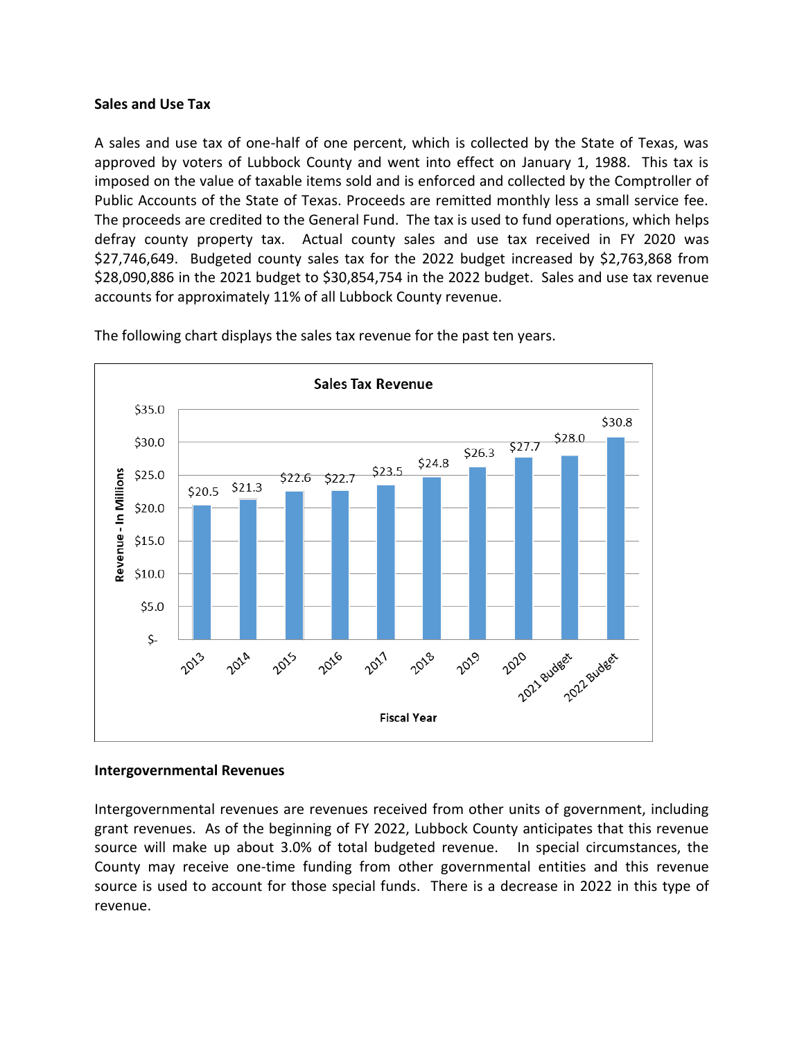**Sales and Use Tax**

A sales and use tax of one-half of one percent, which is collected by the State of Texas, was approved by voters of Lubbock County and went into effect on January 1, 1988. This tax is imposed on the value of taxable items sold and is enforced and collected by the Comptroller of Public Accounts of the State of Texas. Proceeds are remitted monthly less a small service fee. The proceeds are credited to the General Fund. The tax is used to fund operations, which helps defray county property tax. Actual county sales and use tax received in FY 2020 was $27,746,649. Budgeted county sales tax for the 2022 budget increased by $2,763,868 from $28,090,886 in the 2021 budget to $30,854,754 in the 2022 budget. Sales and use tax revenue accounts for approximately 11% of all Lubbock County revenue.

The following chart displays the sales tax revenue for the past ten years.

Sales Tax Revenue

Revenue - In Millions

$35.0
$30.0
$25.0
$20.0
$15.0
$10.0
$5.0
$-

$20.5
$21.3
$22.6
$22.7
$23.5
$24.8
$26.3
$27.7
$28.0
$30.8

2013
2014
2015
2016
2017
2018
2019
2020
2021 Budget
2022 Budget

Fiscal Year

**Intergovernmental Revenues**

Intergovernmental revenues are revenues received from other units of government, including grant revenues. As of the beginning of FY 2022, Lubbock County anticipates that this revenue source will make up about 3.0% of total budgeted revenue. In special circumstances, the County may receive one-time funding from other governmental entities and this revenue source is used to account for those special funds. There is a decrease in 2022 in this type of revenue.